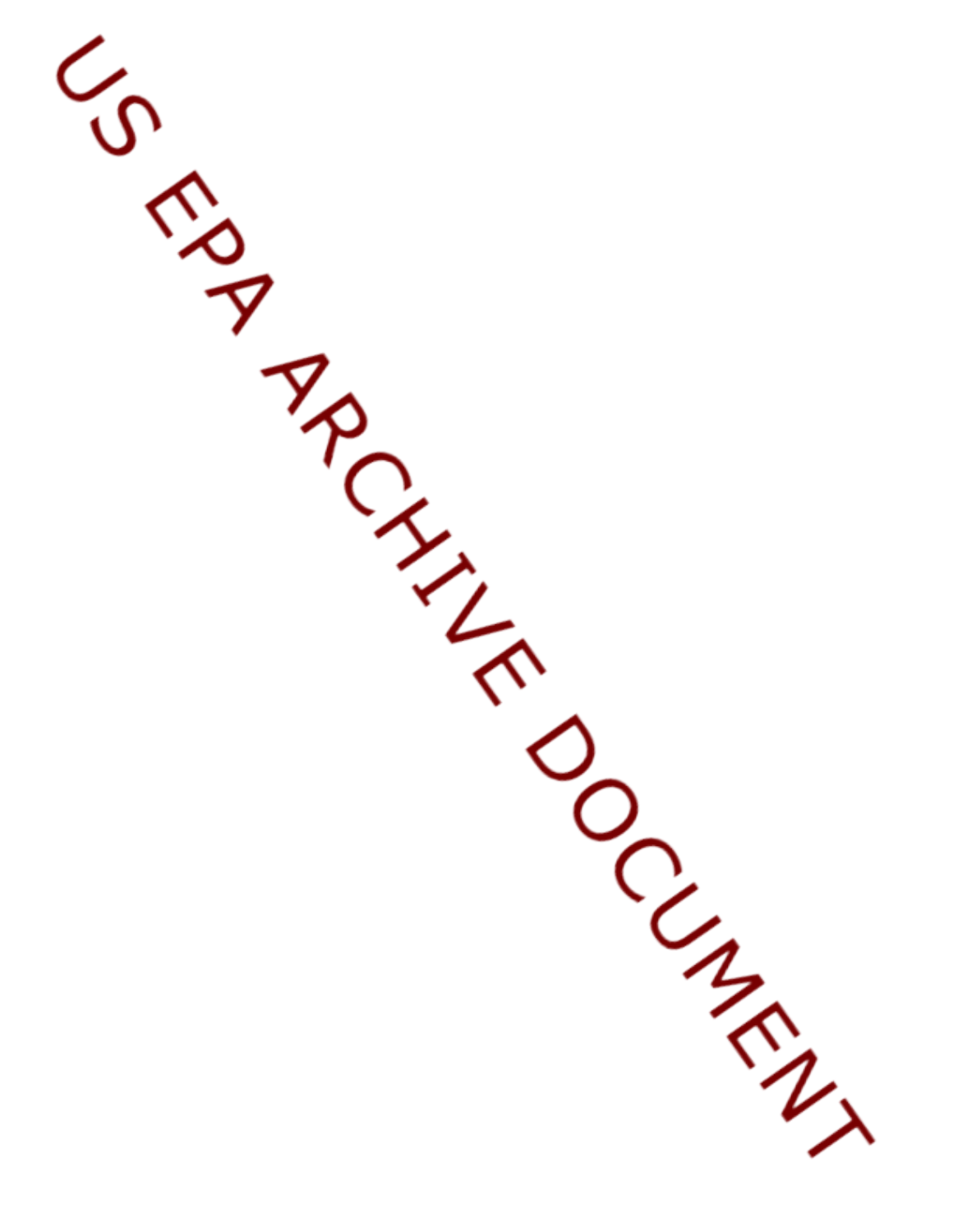US EPA ARCHIVE DOCUMENT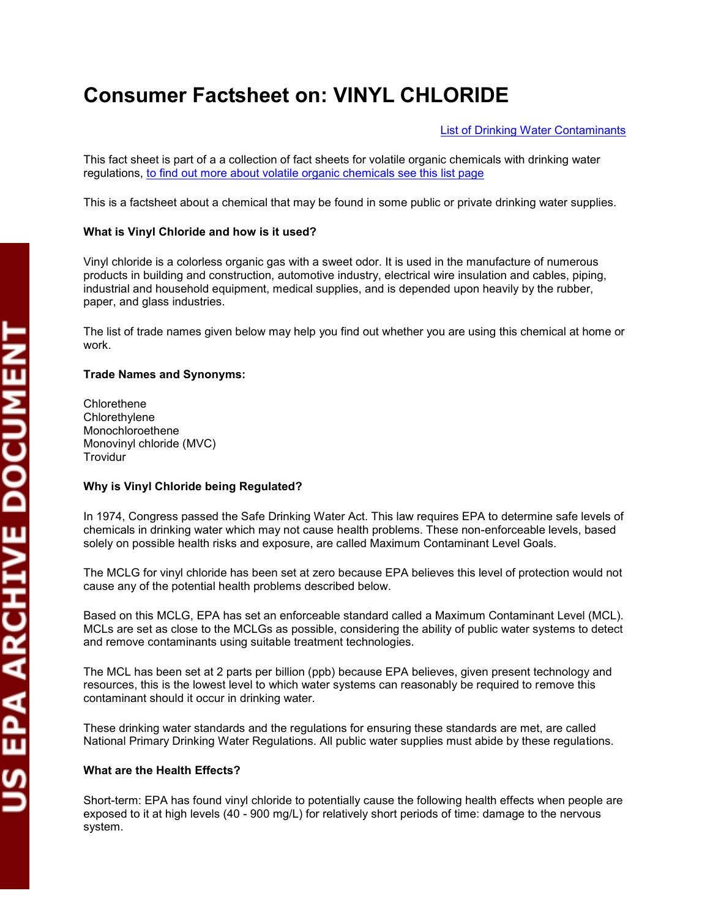# Consumer Factsheet on: VINYL CHLORIDE

[List of Drinking Water Contaminants]

This fact sheet is part of a a collection of fact sheets for volatile organic chemicals with drinking water regulations, [to find out more about volatile organic chemicals see this list page]

This is a factsheet about a chemical that may be found in some public or private drinking water supplies.

**What is Vinyl Chloride and how is it used?**

Vinyl chloride is a colorless organic gas with a sweet odor. It is used in the manufacture of numerous products in building and construction, automotive industry, electrical wire insulation and cables, piping, industrial and household equipment, medical supplies, and is depended upon heavily by the rubber, paper, and glass industries.

The list of trade names given below may help you find out whether you are using this chemical at home or work.

**Trade Names and Synonyms:**

Chlorethene
Chlorethylene
Monochloroethene
Monovinyl chloride (MVC)
Trovidur

**Why is Vinyl Chloride being Regulated?**

In 1974, Congress passed the Safe Drinking Water Act. This law requires EPA to determine safe levels of chemicals in drinking water which may not cause health problems. These non-enforceable levels, based solely on possible health risks and exposure, are called Maximum Contaminant Level Goals.

The MCLG for vinyl chloride has been set at zero because EPA believes this level of protection would not cause any of the potential health problems described below.

Based on this MCLG, EPA has set an enforceable standard called a Maximum Contaminant Level (MCL). MCLs are set as close to the MCLGs as possible, considering the ability of public water systems to detect and remove contaminants using suitable treatment technologies.

The MCL has been set at 2 parts per billion (ppb) because EPA believes, given present technology and resources, this is the lowest level to which water systems can reasonably be required to remove this contaminant should it occur in drinking water.

These drinking water standards and the regulations for ensuring these standards are met, are called National Primary Drinking Water Regulations. All public water supplies must abide by these regulations.

**What are the Health Effects?**

Short-term: EPA has found vinyl chloride to potentially cause the following health effects when people are exposed to it at high levels (40 - 900 mg/L) for relatively short periods of time: damage to the nervous system.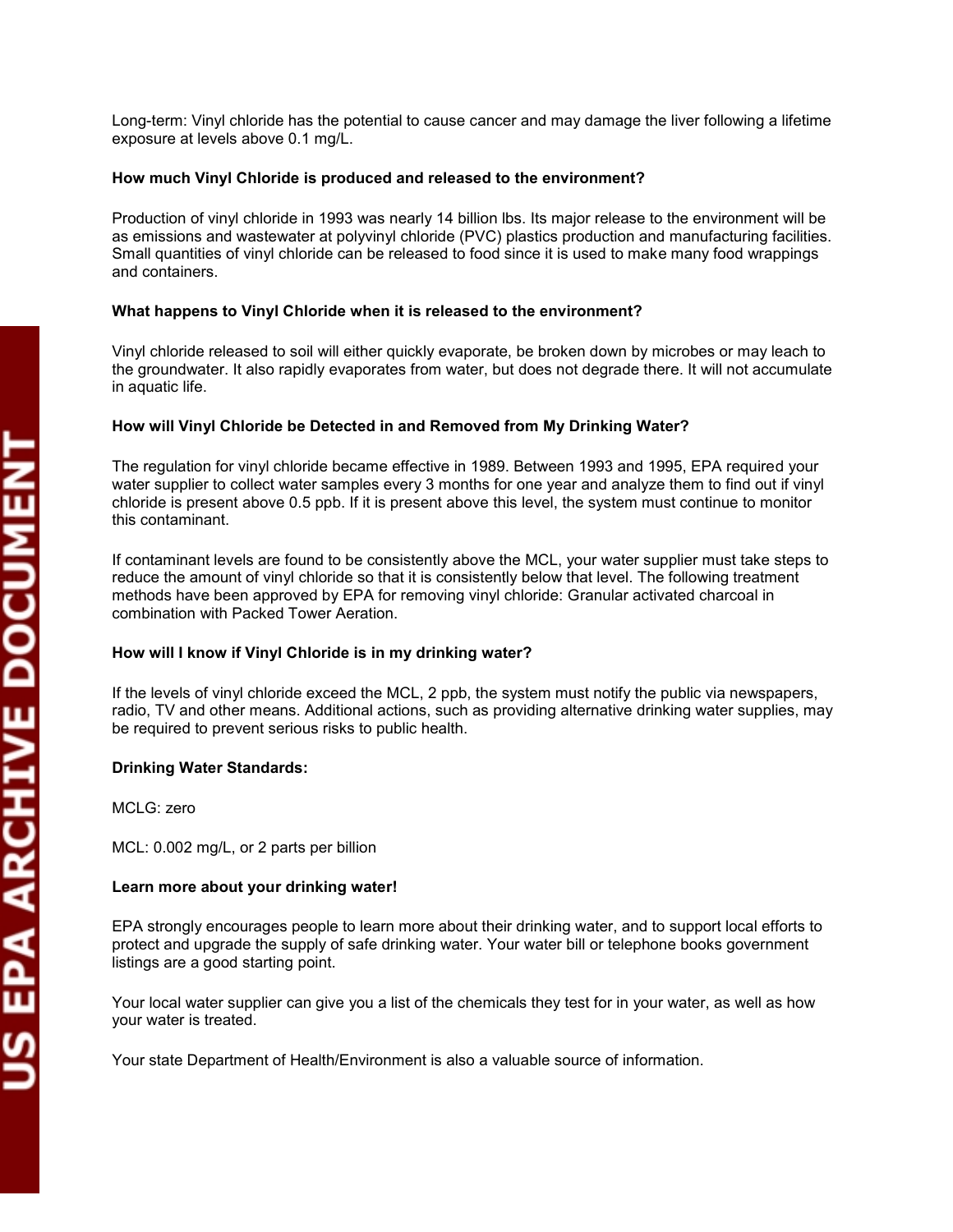Long-term: Vinyl chloride has the potential to cause cancer and may damage the liver following a lifetime exposure at levels above 0.1 mg/L.

**How much Vinyl Chloride is produced and released to the environment?**

Production of vinyl chloride in 1993 was nearly 14 billion lbs. Its major release to the environment will be as emissions and wastewater at polyvinyl chloride (PVC) plastics production and manufacturing facilities. Small quantities of vinyl chloride can be released to food since it is used to make many food wrappings and containers.

**What happens to Vinyl Chloride when it is released to the environment?**

Vinyl chloride released to soil will either quickly evaporate, be broken down by microbes or may leach to the groundwater. It also rapidly evaporates from water, but does not degrade there. It will not accumulate in aquatic life.

**How will Vinyl Chloride be Detected in and Removed from My Drinking Water?**

The regulation for vinyl chloride became effective in 1989. Between 1993 and 1995, EPA required your water supplier to collect water samples every 3 months for one year and analyze them to find out if vinyl chloride is present above 0.5 ppb. If it is present above this level, the system must continue to monitor this contaminant.

If contaminant levels are found to be consistently above the MCL, your water supplier must take steps to reduce the amount of vinyl chloride so that it is consistently below that level. The following treatment methods have been approved by EPA for removing vinyl chloride: Granular activated charcoal in combination with Packed Tower Aeration.

**How will I know if Vinyl Chloride is in my drinking water?**

If the levels of vinyl chloride exceed the MCL, 2 ppb, the system must notify the public via newspapers, radio, TV and other means. Additional actions, such as providing alternative drinking water supplies, may be required to prevent serious risks to public health.

**Drinking Water Standards:**

MCLG: zero

MCL: 0.002 mg/L, or 2 parts per billion

**Learn more about your drinking water!**

EPA strongly encourages people to learn more about their drinking water, and to support local efforts to protect and upgrade the supply of safe drinking water. Your water bill or telephone books government listings are a good starting point.

Your local water supplier can give you a list of the chemicals they test for in your water, as well as how your water is treated.

Your state Department of Health/Environment is also a valuable source of information.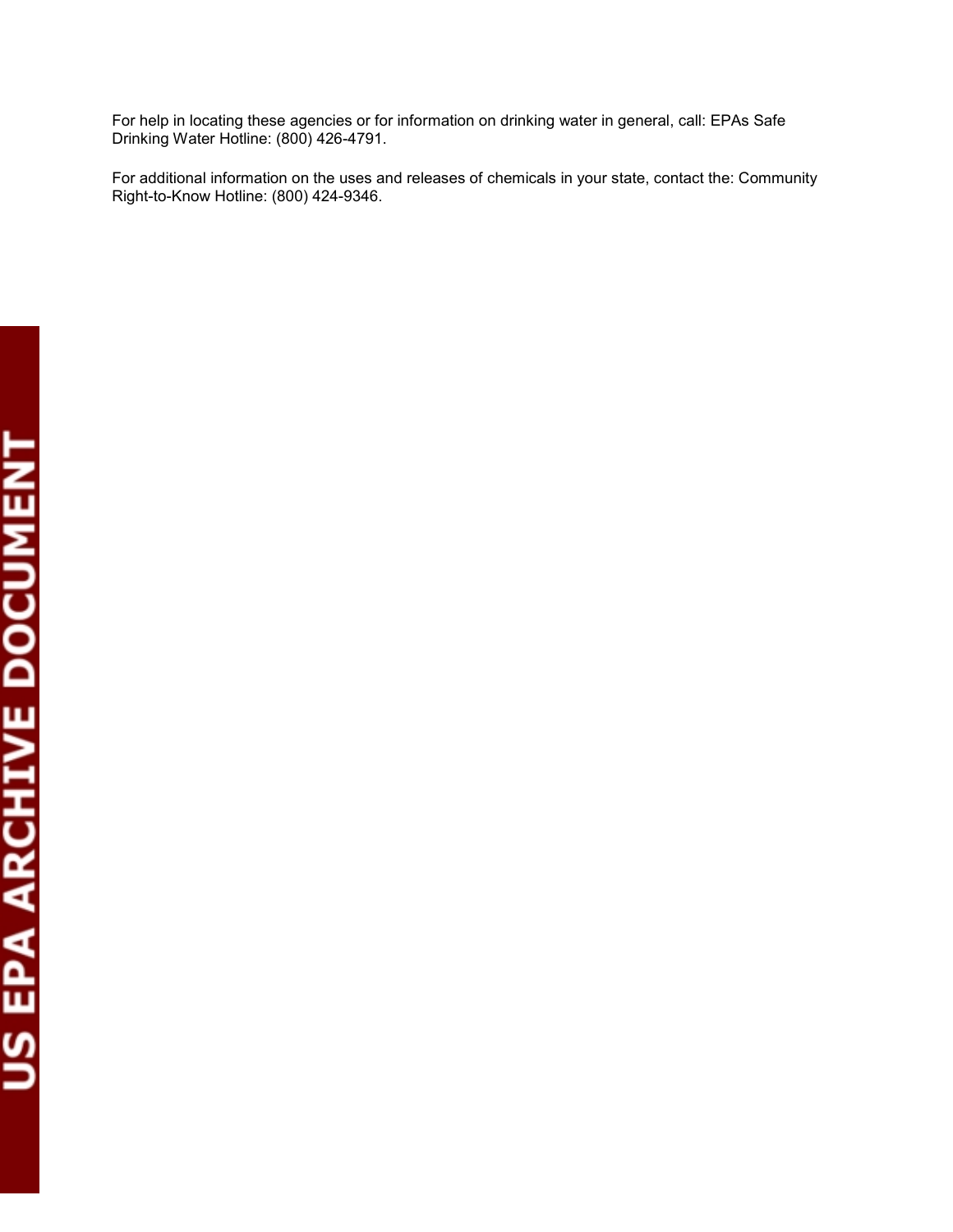For help in locating these agencies or for information on drinking water in general, call: EPAs Safe Drinking Water Hotline: (800) 426-4791.

For additional information on the uses and releases of chemicals in your state, contact the: Community Right-to-Know Hotline: (800) 424-9346.